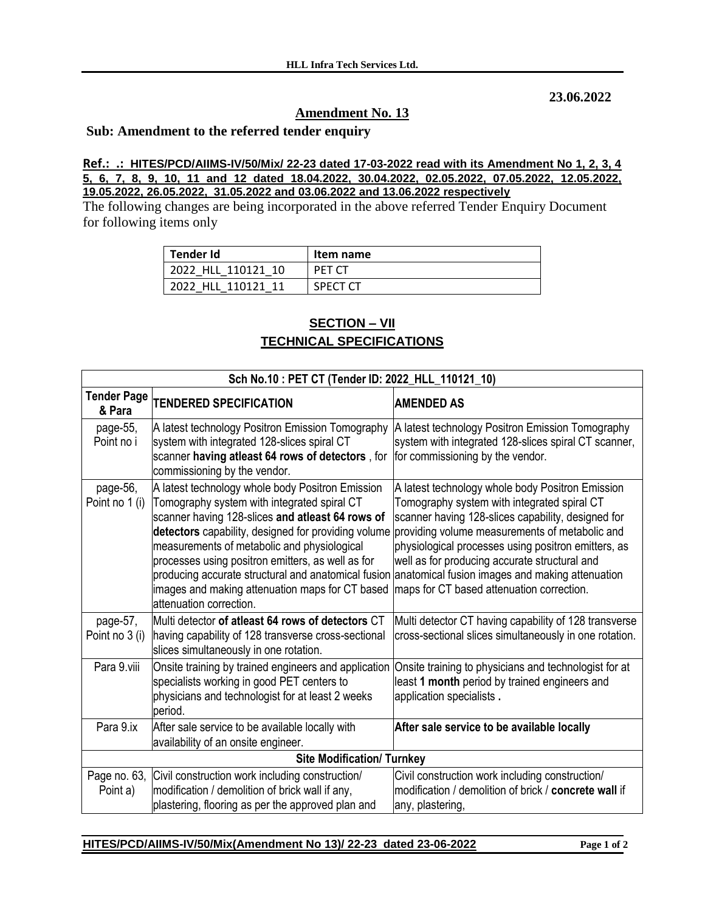**23.06.2022**

## Amendment No. 13

**Sub: Amendment to the referred tender enquiry**

**Ref.: .: HITES/PCD/AIIMS-IV/50/Mix/ 22-23 dated 17-03-2022 read with its Amendment No 1, 2, 3, 4 5, 6, 7, 8, 9, 10, 11 and 12 dated 18.04.2022, 30.04.2022, 02.05.2022, 07.05.2022, 12.05.2022, 19.05.2022, 26.05.2022, 31.05.2022 and 03.06.2022 and 13.06.2022 respectively**

The following changes are being incorporated in the above referred Tender Enquiry Document for following items only

| Tender Id | Item name |
|---|---|
| 2022_HLL_110121_10 | PET CT |
| 2022_HLL_110121_11 | SPECT CT |

## SECTION – VII
## TECHNICAL SPECIFICATIONS

| Sch No.10 : PET CT (Tender ID: 2022_HLL_110121_10) | | |
|---|---|---|
| **Tender Page & Para** | **TENDERED SPECIFICATION** | **AMENDED AS** |
| page-55, Point no i | A latest technology Positron Emission Tomography system with integrated 128-slices spiral CT scanner **having atleast 64 rows of detectors** , for commissioning by the vendor. | A latest technology Positron Emission Tomography system with integrated 128-slices spiral CT scanner, for commissioning by the vendor. |
| page-56, Point no 1 (i) | A latest technology whole body Positron Emission Tomography system with integrated spiral CT scanner having 128-slices **and atleast 64 rows of detectors** capability, designed for providing volume measurements of metabolic and physiological processes using positron emitters, as well as for producing accurate structural and anatomical fusion images and making attenuation maps for CT based attenuation correction. | A latest technology whole body Positron Emission Tomography system with integrated spiral CT scanner having 128-slices capability, designed for providing volume measurements of metabolic and physiological processes using positron emitters, as well as for producing accurate structural and anatomical fusion images and making attenuation maps for CT based attenuation correction. |
| page-57, Point no 3 (i) | Multi detector **of atleast 64 rows of detectors** CT having capability of 128 transverse cross-sectional slices simultaneously in one rotation. | Multi detector CT having capability of 128 transverse cross-sectional slices simultaneously in one rotation. |
| Para 9.viii | Onsite training by trained engineers and application specialists working in good PET centers to physicians and technologist for at least 2 weeks period. | Onsite training to physicians and technologist for at least **1 month** period by trained engineers and application specialists **.** |
| Para 9.ix | After sale service to be available locally with availability of an onsite engineer. | **After sale service to be available locally** |
| **Site Modification/ Turnkey** | | |
| Page no. 63, Point a) | Civil construction work including construction/ modification / demolition of brick wall if any, plastering, flooring as per the approved plan and | Civil construction work including construction/ modification / demolition of brick / **concrete wall** if any, plastering, |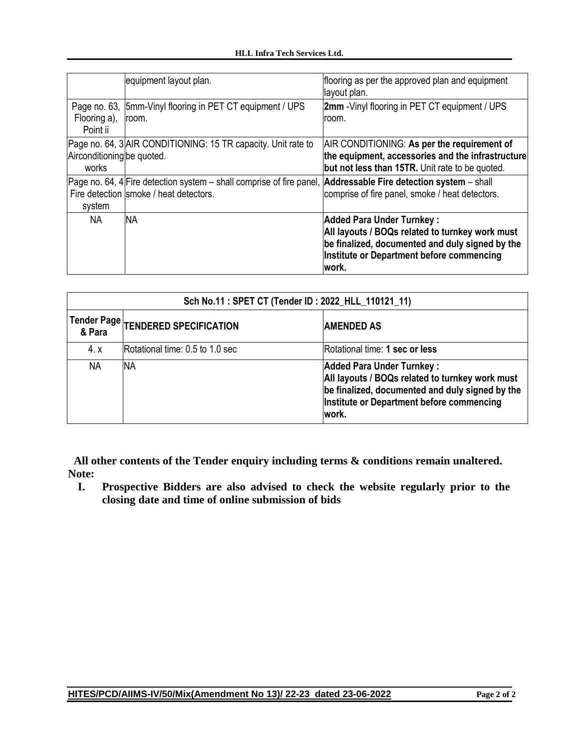| | | |
|---|---|---|
| | equipment layout plan. | flooring as per the approved plan and equipment layout plan. |
| Page no. 63, Flooring a), Point ii | 5mm-Vinyl flooring in PET CT equipment / UPS room. | **2mm** -Vinyl flooring in PET CT equipment / UPS room. |
| Page no. 64, 3 Airconditioning works | AIR CONDITIONING: 15 TR capacity. Unit rate to be quoted. | AIR CONDITIONING: **As per the requirement of the equipment, accessories and the infrastructure but not less than 15TR.** Unit rate to be quoted. |
| Page no. 64, 4 Fire detection system | Fire detection system – shall comprise of fire panel, smoke / heat detectors. | **Addressable Fire detection system** – shall comprise of fire panel, smoke / heat detectors. |
| NA | NA | **Added Para Under Turnkey : All layouts / BOQs related to turnkey work must be finalized, documented and duly signed by the Institute or Department before commencing work.** |

| Sch No.11 : SPET CT (Tender ID : 2022_HLL_110121_11) | | |
|---|---|---|
| **Tender Page & Para** | **TENDERED SPECIFICATION** | **AMENDED AS** |
| 4. x | Rotational time: 0.5 to 1.0 sec | Rotational time: **1 sec or less** |
| NA | NA | **Added Para Under Turnkey : All layouts / BOQs related to turnkey work must be finalized, documented and duly signed by the Institute or Department before commencing work.** |

**All other contents of the Tender enquiry including terms & conditions remain unaltered.**

**Note:**

I. **Prospective Bidders are also advised to check the website regularly prior to the closing date and time of online submission of bids**

**HITES/PCD/AIIMS-IV/50/Mix(Amendment No 13)/ 22-23 dated 23-06-2022**